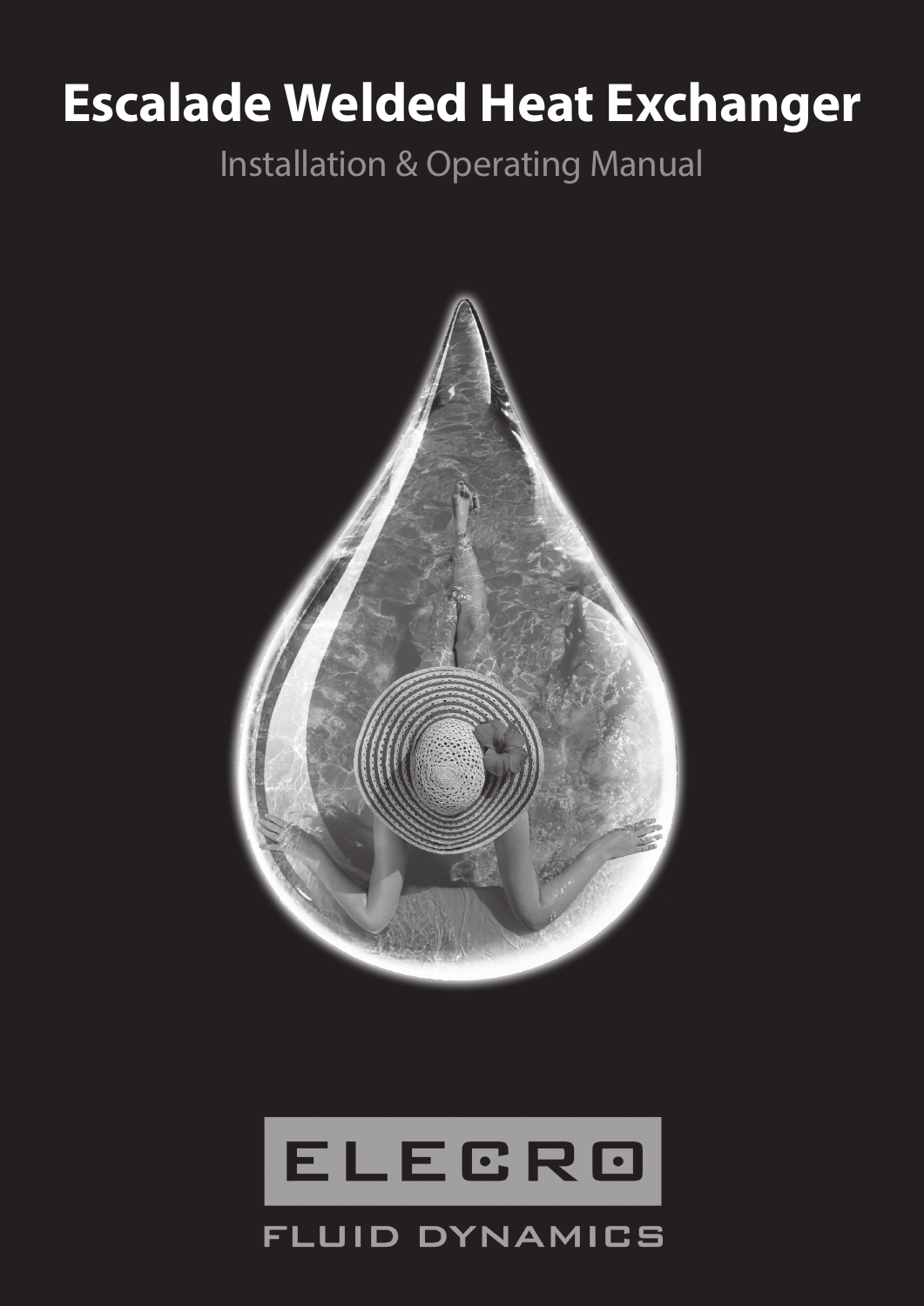# Escalade Welded Heat Exchanger

Installation & Operating Manual

ELECRO

FLUID DYNAMICS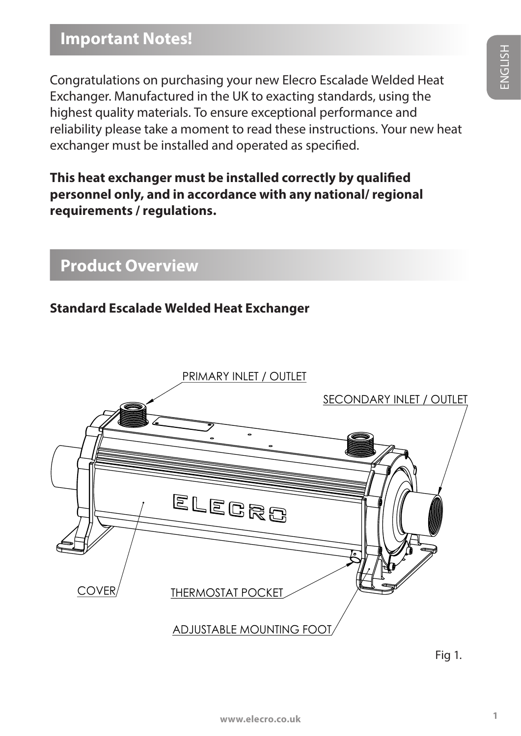## Important Notes!

Congratulations on purchasing your new Elecro Escalade Welded Heat Exchanger. Manufactured in the UK to exacting standards, using the highest quality materials. To ensure exceptional performance and reliability please take a moment to read these instructions. Your new heat exchanger must be installed and operated as specified.

**This heat exchanger must be installed correctly by qualified personnel only, and in accordance with any national/ regional requirements / regulations.**

## Product Overview

### Standard Escalade Welded Heat Exchanger

PRIMARY INLET / OUTLET

SECONDARY INLET / OUTLET

COVER

THERMOSTAT POCKET

ADJUSTABLE MOUNTING FOOT

Fig 1.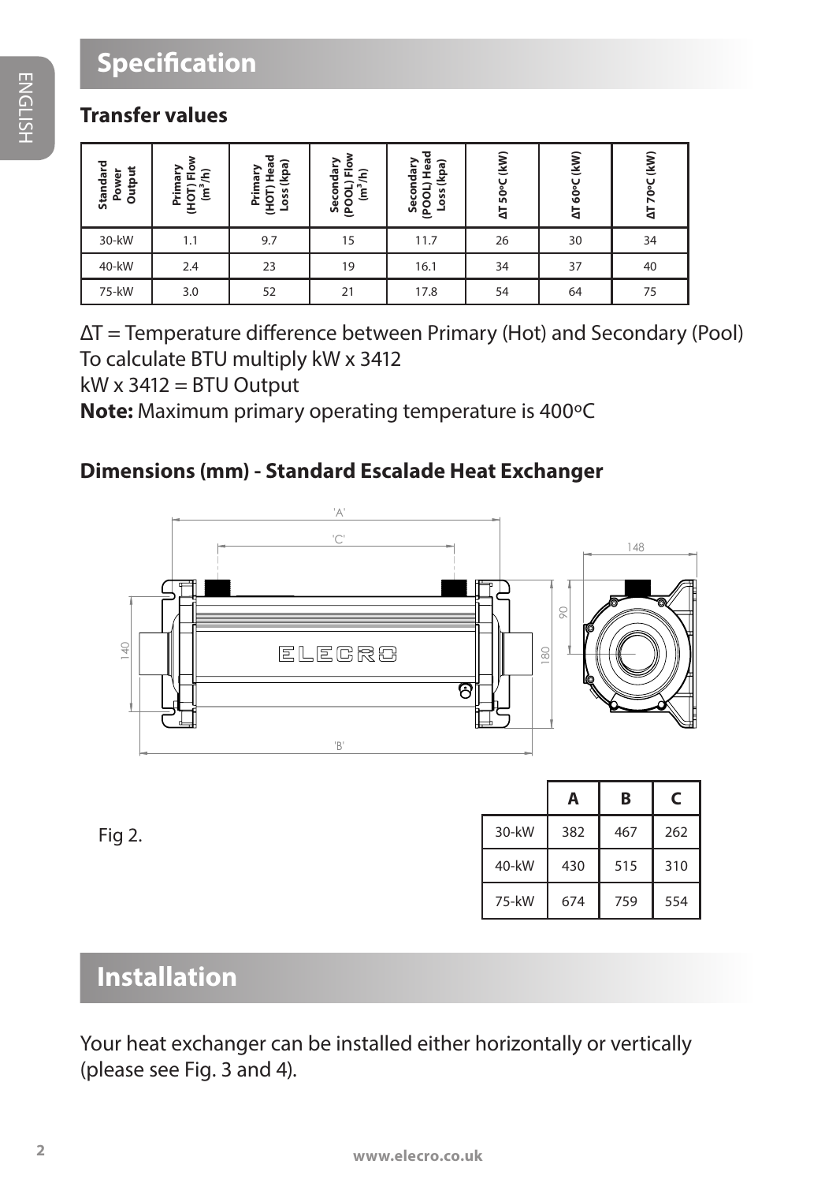## Specification

### Transfer values

| Standard Power Output | Primary (HOT) Flow ($m^3/h$) | Primary (HOT) Head Loss (kpa) | Secondary (POOL) Flow ($m^3/h$) | Secondary (POOL) Head Loss (kpa) | ΔT 50ºC (kW) | ΔT 60ºC (kW) | ΔT 70ºC (kW) |
|---|---|---|---|---|---|---|---|
| 30-kW | 1.1 | 9.7 | 15 | 11.7 | 26 | 30 | 34 |
| 40-kW | 2.4 | 23 | 19 | 16.1 | 34 | 37 | 40 |
| 75-kW | 3.0 | 52 | 21 | 17.8 | 54 | 64 | 75 |

ΔT = Temperature difference between Primary (Hot) and Secondary (Pool)
To calculate BTU multiply kW x 3412
kW x 3412 = BTU Output
**Note:** Maximum primary operating temperature is 400ºC

### Dimensions (mm) - Standard Escalade Heat Exchanger

Fig 2.

| | A | B | C |
|---|---|---|---|
| 30-kW | 382 | 467 | 262 |
| 40-kW | 430 | 515 | 310 |
| 75-kW | 674 | 759 | 554 |

## Installation

Your heat exchanger can be installed either horizontally or vertically (please see Fig. 3 and 4).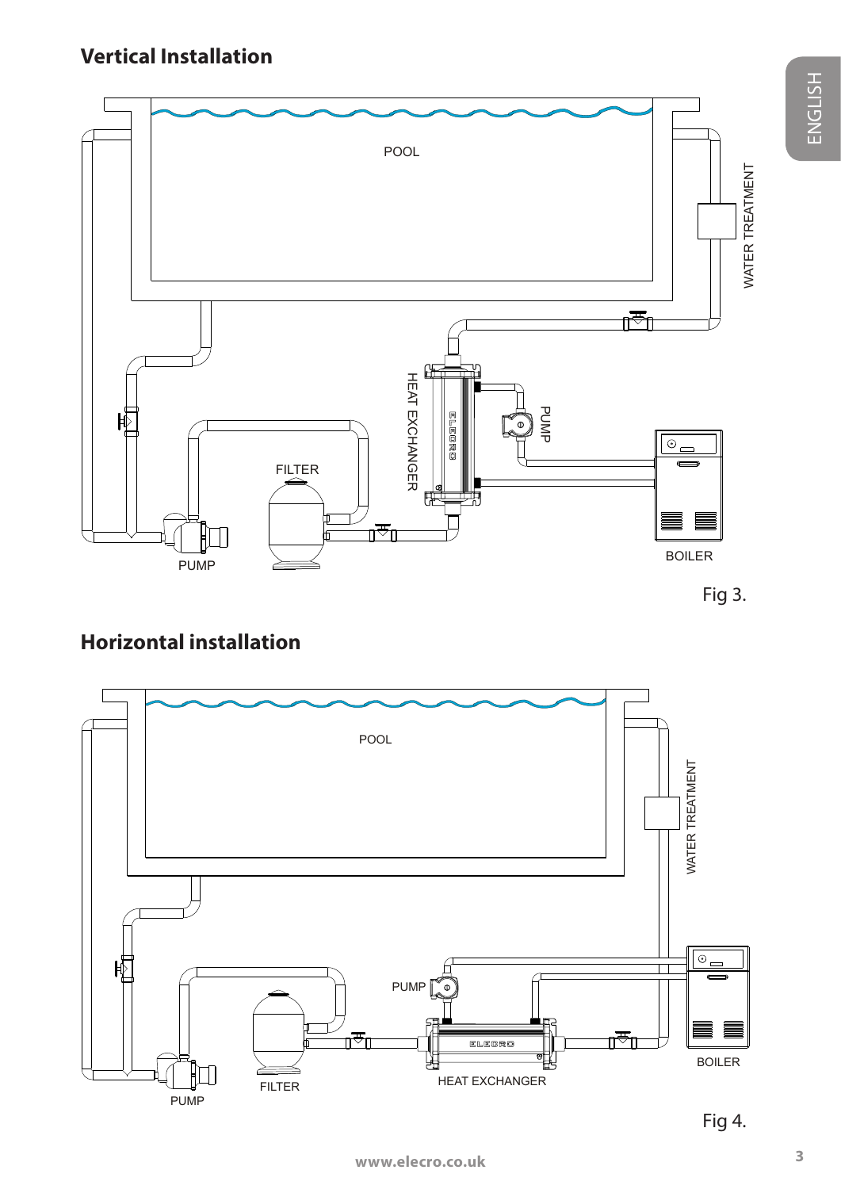## Vertical Installation

POOL

WATER TREATMENT

HEAT EXCHANGER

PUMP

FILTER

PUMP

BOILER

Fig 3.

## Horizontal installation

POOL

WATER TREATMENT

PUMP

BOILER

PUMP

FILTER

HEAT EXCHANGER

Fig 4.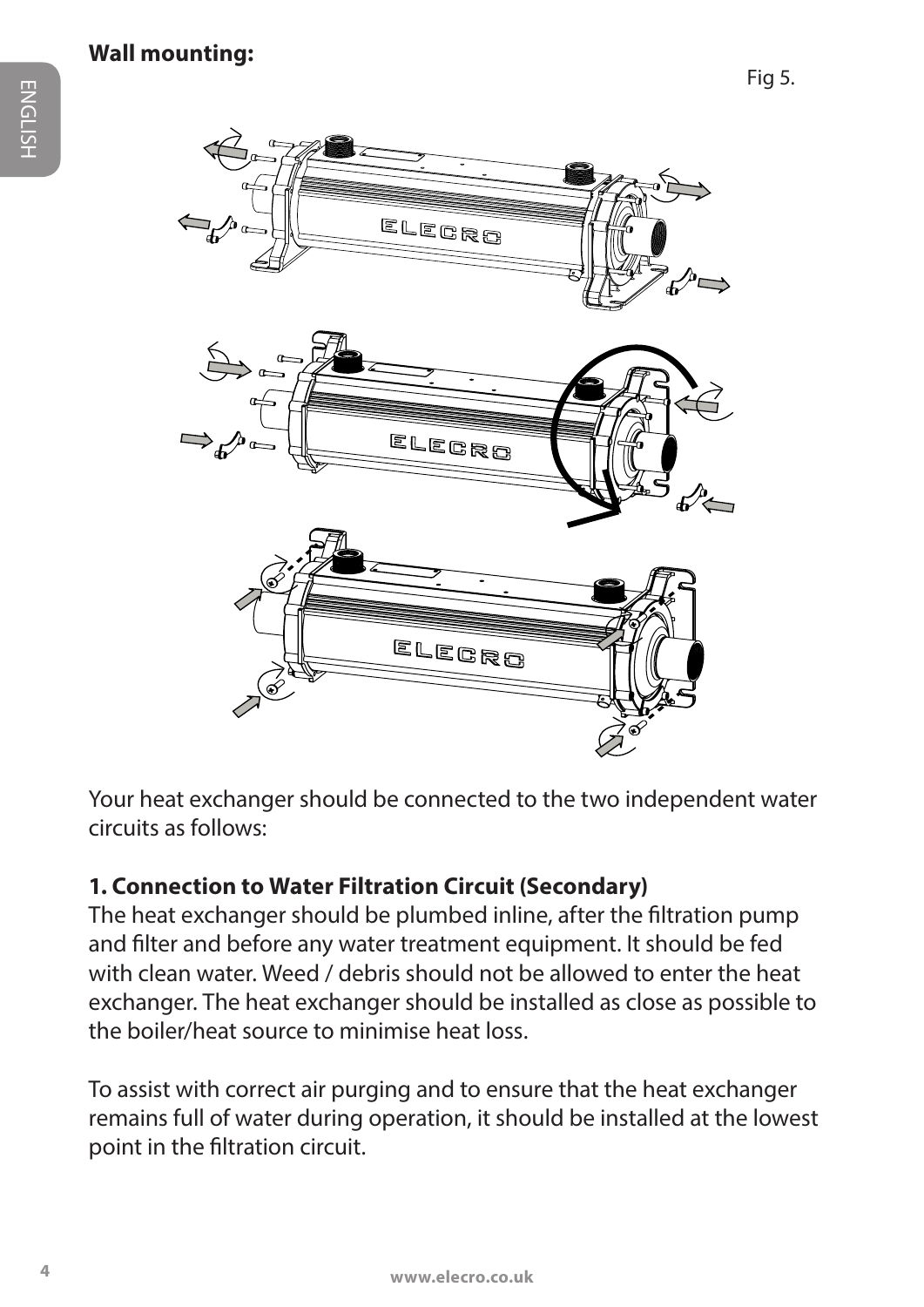**Wall mounting:**

Fig 5.

Your heat exchanger should be connected to the two independent water circuits as follows:

**1. Connection to Water Filtration Circuit (Secondary)**

The heat exchanger should be plumbed inline, after the filtration pump and filter and before any water treatment equipment. It should be fed with clean water. Weed / debris should not be allowed to enter the heat exchanger. The heat exchanger should be installed as close as possible to the boiler/heat source to minimise heat loss.

To assist with correct air purging and to ensure that the heat exchanger remains full of water during operation, it should be installed at the lowest point in the filtration circuit.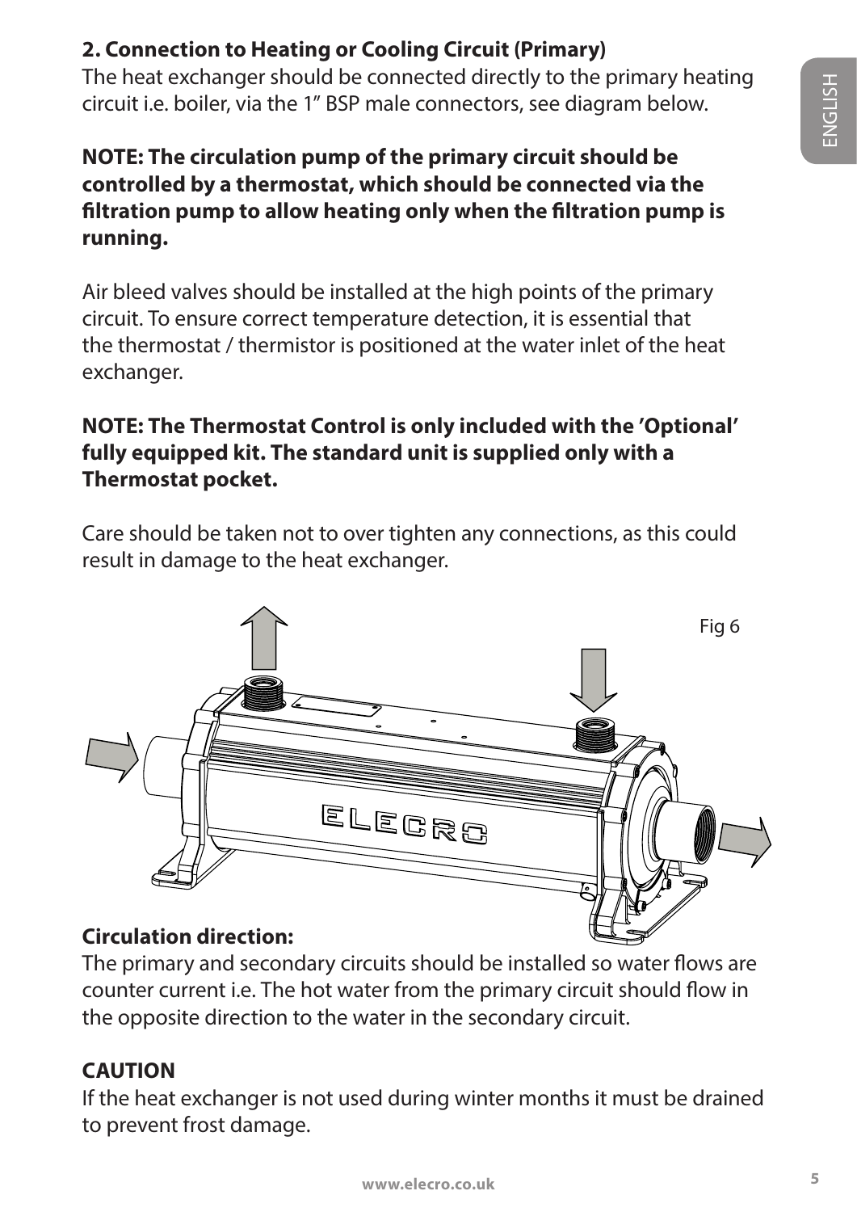## 2. Connection to Heating or Cooling Circuit (Primary)

The heat exchanger should be connected directly to the primary heating circuit i.e. boiler, via the 1" BSP male connectors, see diagram below.

**NOTE: The circulation pump of the primary circuit should be controlled by a thermostat, which should be connected via the filtration pump to allow heating only when the filtration pump is running.**

Air bleed valves should be installed at the high points of the primary circuit. To ensure correct temperature detection, it is essential that the thermostat / thermistor is positioned at the water inlet of the heat exchanger.

**NOTE: The Thermostat Control is only included with the 'Optional' fully equipped kit. The standard unit is supplied only with a Thermostat pocket.**

Care should be taken not to over tighten any connections, as this could result in damage to the heat exchanger.

Fig 6

**Circulation direction:**

The primary and secondary circuits should be installed so water flows are counter current i.e. The hot water from the primary circuit should flow in the opposite direction to the water in the secondary circuit.

**CAUTION**

If the heat exchanger is not used during winter months it must be drained to prevent frost damage.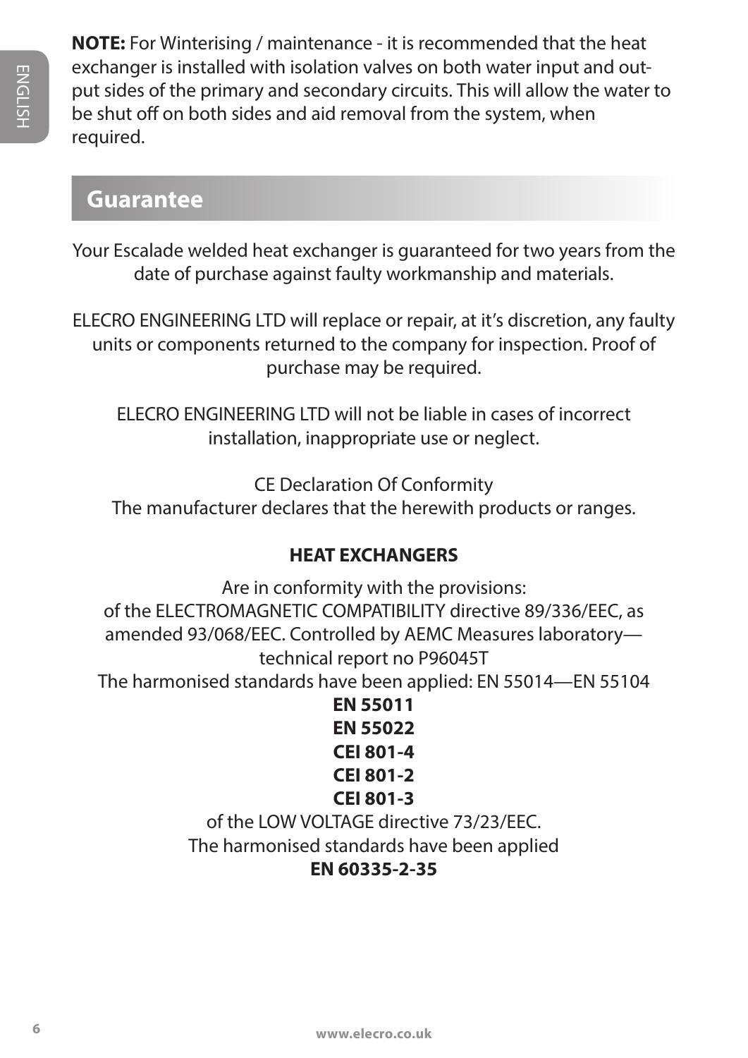**NOTE:** For Winterising / maintenance - it is recommended that the heat exchanger is installed with isolation valves on both water input and output sides of the primary and secondary circuits. This will allow the water to be shut off on both sides and aid removal from the system, when required.

## Guarantee

Your Escalade welded heat exchanger is guaranteed for two years from the date of purchase against faulty workmanship and materials.

ELECRO ENGINEERING LTD will replace or repair, at it's discretion, any faulty units or components returned to the company for inspection. Proof of purchase may be required.

ELECRO ENGINEERING LTD will not be liable in cases of incorrect installation, inappropriate use or neglect.

CE Declaration Of Conformity
The manufacturer declares that the herewith products or ranges.

**HEAT EXCHANGERS**

Are in conformity with the provisions:
of the ELECTROMAGNETIC COMPATIBILITY directive 89/336/EEC, as amended 93/068/EEC. Controlled by AEMC Measures laboratory—technical report no P96045T
The harmonised standards have been applied: EN 55014—EN 55104
**EN 55011**
**EN 55022**
**CEI 801-4**
**CEI 801-2**
**CEI 801-3**
of the LOW VOLTAGE directive 73/23/EEC.
The harmonised standards have been applied
**EN 60335-2-35**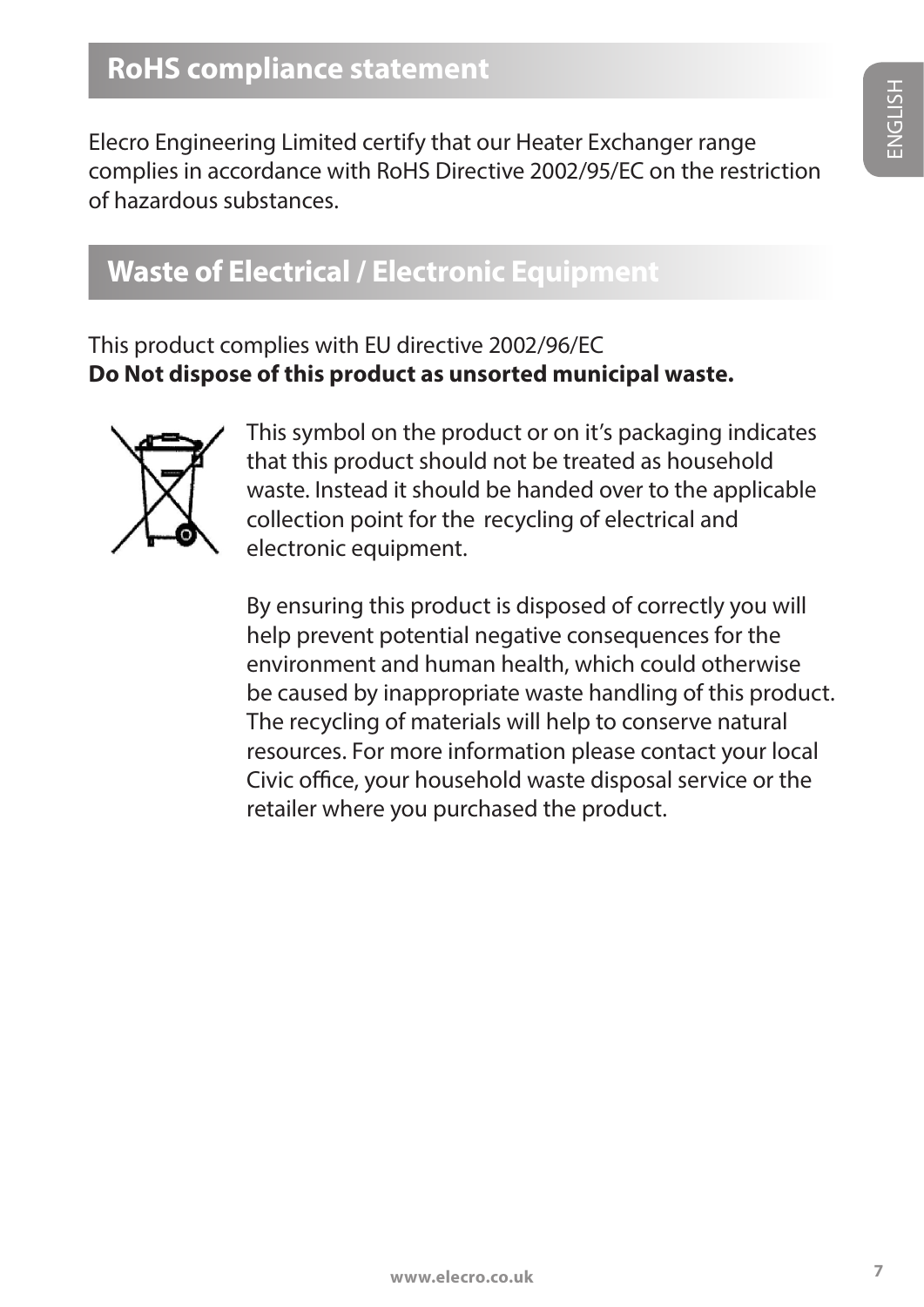## RoHS compliance statement

Elecro Engineering Limited certify that our Heater Exchanger range complies in accordance with RoHS Directive 2002/95/EC on the restriction of hazardous substances.

## Waste of Electrical / Electronic Equipment

This product complies with EU directive 2002/96/EC
**Do Not dispose of this product as unsorted municipal waste.**

This symbol on the product or on it's packaging indicates that this product should not be treated as household waste. Instead it should be handed over to the applicable collection point for the recycling of electrical and electronic equipment.

By ensuring this product is disposed of correctly you will help prevent potential negative consequences for the environment and human health, which could otherwise be caused by inappropriate waste handling of this product. The recycling of materials will help to conserve natural resources. For more information please contact your local Civic office, your household waste disposal service or the retailer where you purchased the product.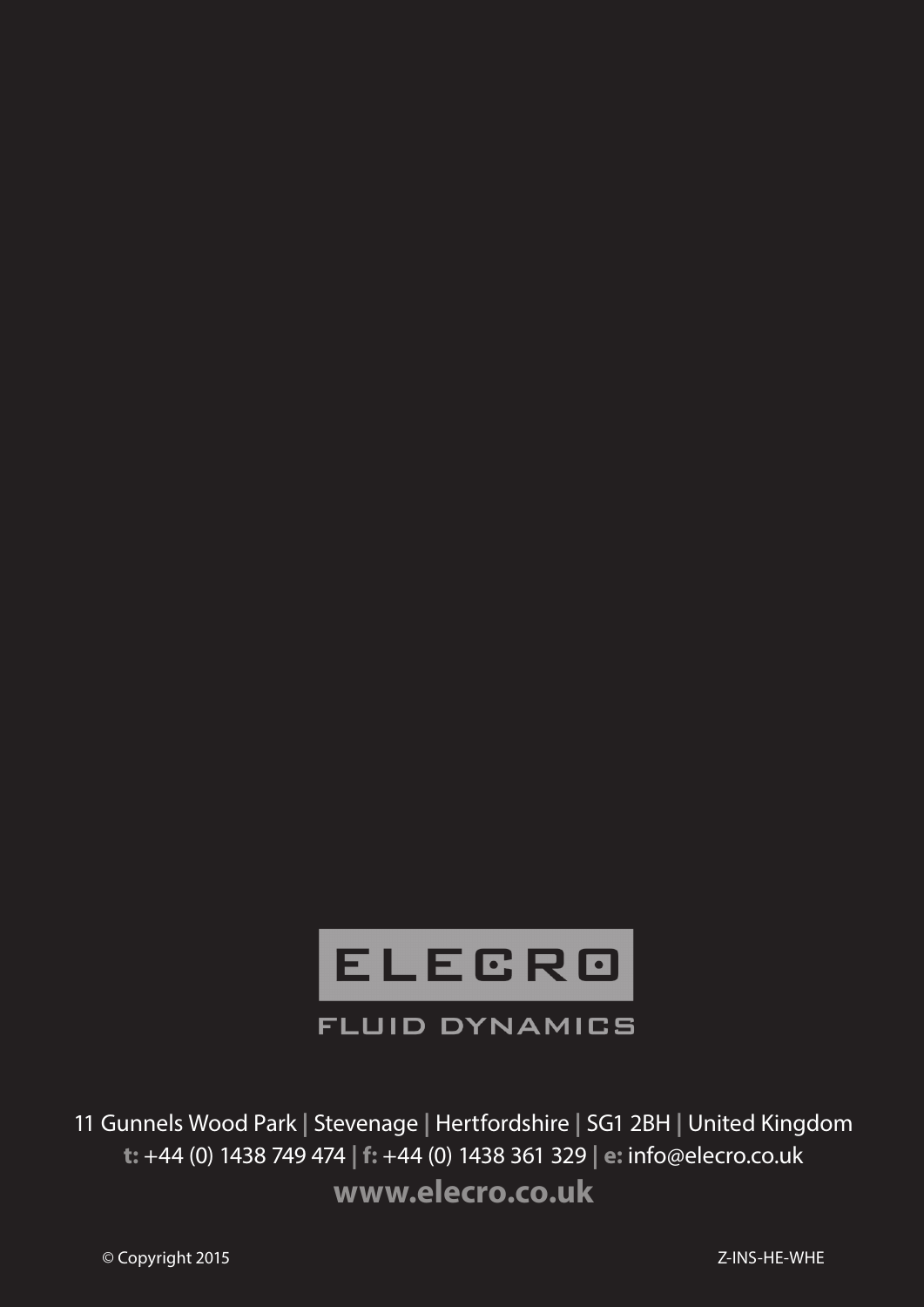ELECRO

FLUID DYNAMICS

11 Gunnels Wood Park | Stevenage | Hertfordshire | SG1 2BH | United Kingdom

**t:** +44 (0) 1438 749 474 | **f:** +44 (0) 1438 361 329 | **e:** info@elecro.co.uk

**www.elecro.co.uk**

© Copyright 2015

Z-INS-HE-WHE